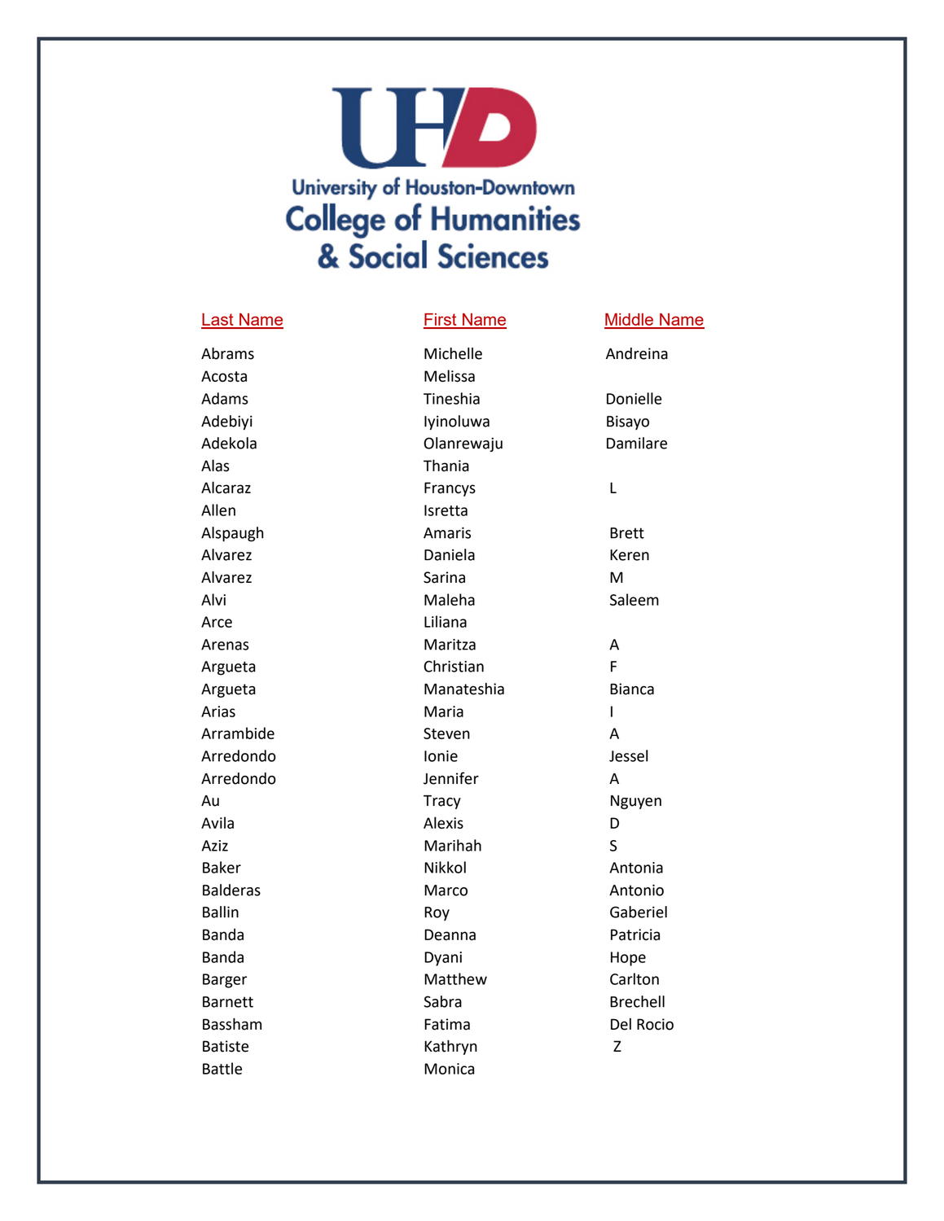University of Houston-Downtown
College of Humanities & Social Sciences

| Last Name | First Name | Middle Name |
|---|---|---|
| Abrams | Michelle | Andreina |
| Acosta | Melissa | |
| Adams | Tineshia | Donielle |
| Adebiyi | Iyinoluwa | Bisayo |
| Adekola | Olanrewaju | Damilare |
| Alas | Thania | |
| Alcaraz | Francys | L |
| Allen | Isretta | |
| Alspaugh | Amaris | Brett |
| Alvarez | Daniela | Keren |
| Alvarez | Sarina | M |
| Alvi | Maleha | Saleem |
| Arce | Liliana | |
| Arenas | Maritza | A |
| Argueta | Christian | F |
| Argueta | Manateshia | Bianca |
| Arias | Maria | I |
| Arrambide | Steven | A |
| Arredondo | Ionie | Jessel |
| Arredondo | Jennifer | A |
| Au | Tracy | Nguyen |
| Avila | Alexis | D |
| Aziz | Marihah | S |
| Baker | Nikkol | Antonia |
| Balderas | Marco | Antonio |
| Ballin | Roy | Gaberiel |
| Banda | Deanna | Patricia |
| Banda | Dyani | Hope |
| Barger | Matthew | Carlton |
| Barnett | Sabra | Brechell |
| Bassham | Fatima | Del Rocio |
| Batiste | Kathryn | Z |
| Battle | Monica | |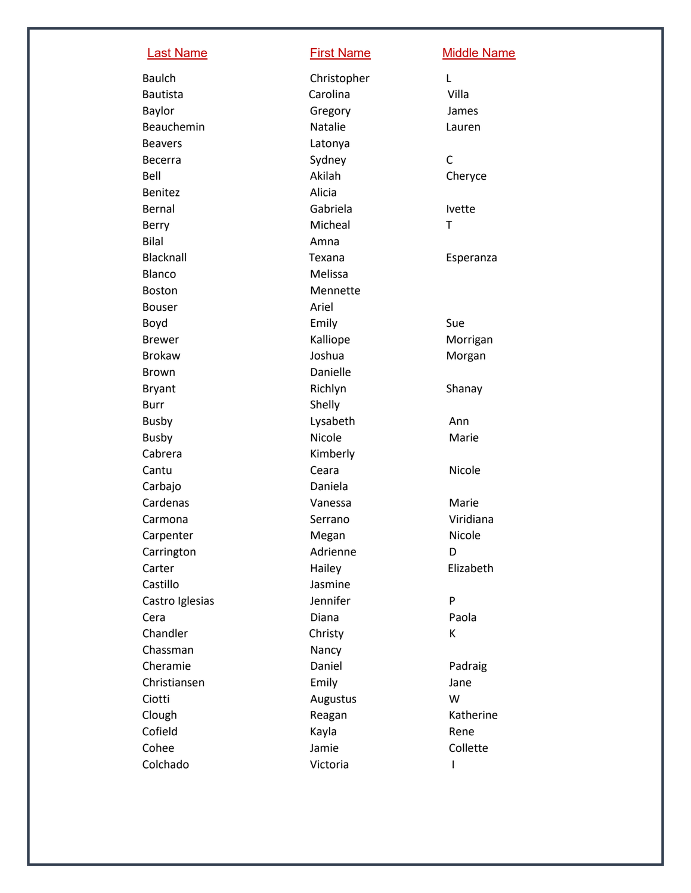| Last Name | First Name | Middle Name |
| --- | --- | --- |
| Baulch | Christopher | L |
| Bautista | Carolina | Villa |
| Baylor | Gregory | James |
| Beauchemin | Natalie | Lauren |
| Beavers | Latonya | |
| Becerra | Sydney | C |
| Bell | Akilah | Cheryce |
| Benitez | Alicia | |
| Bernal | Gabriela | Ivette |
| Berry | Micheal | T |
| Bilal | Amna | |
| Blacknall | Texana | Esperanza |
| Blanco | Melissa | |
| Boston | Mennette | |
| Bouser | Ariel | |
| Boyd | Emily | Sue |
| Brewer | Kalliope | Morrigan |
| Brokaw | Joshua | Morgan |
| Brown | Danielle | |
| Bryant | Richlyn | Shanay |
| Burr | Shelly | |
| Busby | Lysabeth | Ann |
| Busby | Nicole | Marie |
| Cabrera | Kimberly | |
| Cantu | Ceara | Nicole |
| Carbajo | Daniela | |
| Cardenas | Vanessa | Marie |
| Carmona | Serrano | Viridiana |
| Carpenter | Megan | Nicole |
| Carrington | Adrienne | D |
| Carter | Hailey | Elizabeth |
| Castillo | Jasmine | |
| Castro Iglesias | Jennifer | P |
| Cera | Diana | Paola |
| Chandler | Christy | K |
| Chassman | Nancy | |
| Cheramie | Daniel | Padraig |
| Christiansen | Emily | Jane |
| Ciotti | Augustus | W |
| Clough | Reagan | Katherine |
| Cofield | Kayla | Rene |
| Cohee | Jamie | Collette |
| Colchado | Victoria | I |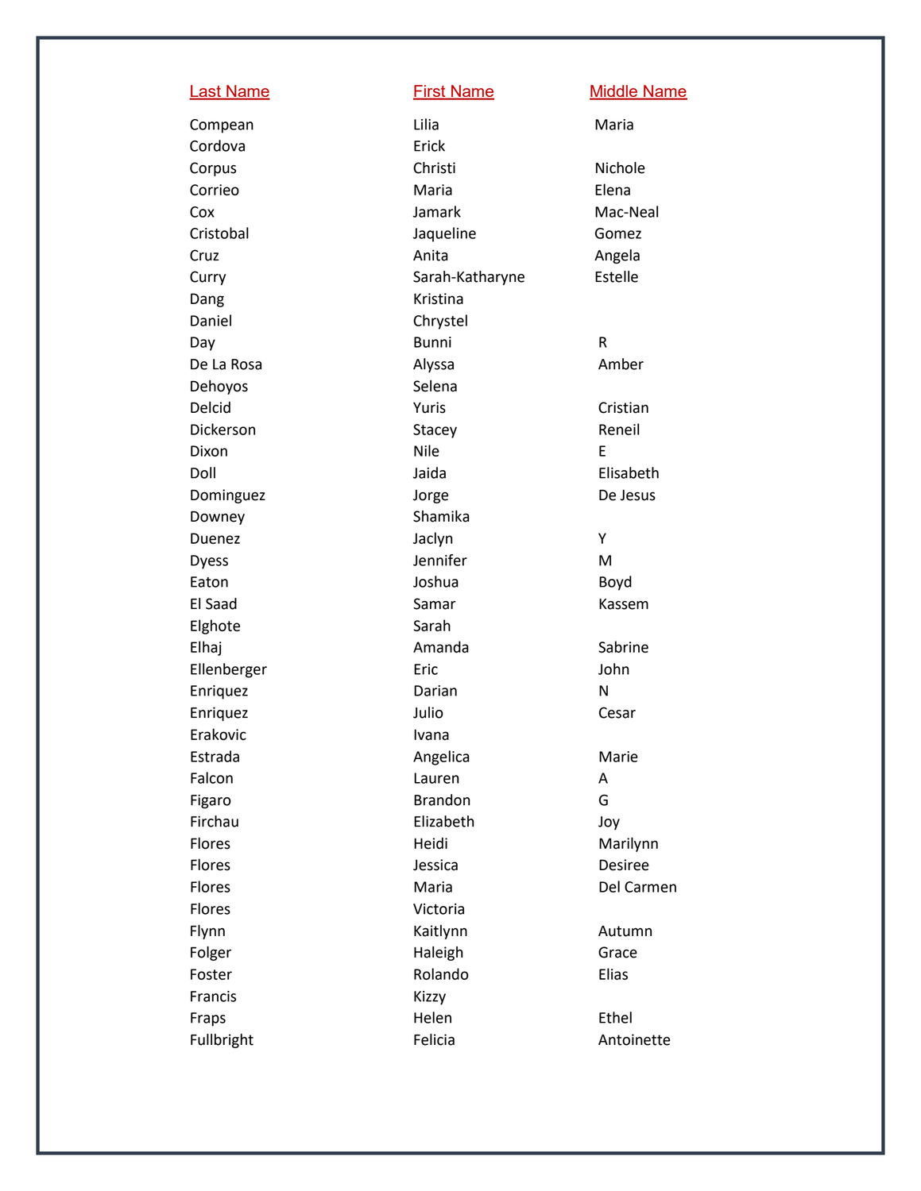| Last Name | First Name | Middle Name |
| --- | --- | --- |
| Compean | Lilia | Maria |
| Cordova | Erick | |
| Corpus | Christi | Nichole |
| Corrieo | Maria | Elena |
| Cox | Jamark | Mac-Neal |
| Cristobal | Jaqueline | Gomez |
| Cruz | Anita | Angela |
| Curry | Sarah-Katharyne | Estelle |
| Dang | Kristina | |
| Daniel | Chrystel | |
| Day | Bunni | R |
| De La Rosa | Alyssa | Amber |
| Dehoyos | Selena | |
| Delcid | Yuris | Cristian |
| Dickerson | Stacey | Reneil |
| Dixon | Nile | E |
| Doll | Jaida | Elisabeth |
| Dominguez | Jorge | De Jesus |
| Downey | Shamika | |
| Duenez | Jaclyn | Y |
| Dyess | Jennifer | M |
| Eaton | Joshua | Boyd |
| El Saad | Samar | Kassem |
| Elghote | Sarah | |
| Elhaj | Amanda | Sabrine |
| Ellenberger | Eric | John |
| Enriquez | Darian | N |
| Enriquez | Julio | Cesar |
| Erakovic | Ivana | |
| Estrada | Angelica | Marie |
| Falcon | Lauren | A |
| Figaro | Brandon | G |
| Firchau | Elizabeth | Joy |
| Flores | Heidi | Marilynn |
| Flores | Jessica | Desiree |
| Flores | Maria | Del Carmen |
| Flores | Victoria | |
| Flynn | Kaitlynn | Autumn |
| Folger | Haleigh | Grace |
| Foster | Rolando | Elias |
| Francis | Kizzy | |
| Fraps | Helen | Ethel |
| Fullbright | Felicia | Antoinette |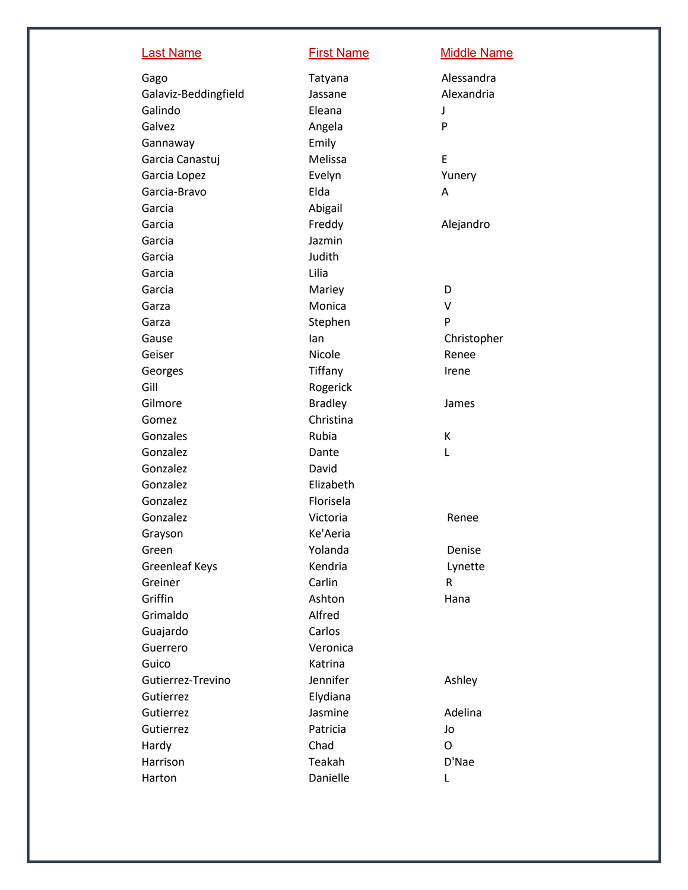| Last Name | First Name | Middle Name |
| --- | --- | --- |
| Gago | Tatyana | Alessandra |
| Galaviz-Beddingfield | Jassane | Alexandria |
| Galindo | Eleana | J |
| Galvez | Angela | P |
| Gannaway | Emily | |
| Garcia Canastuj | Melissa | E |
| Garcia Lopez | Evelyn | Yunery |
| Garcia-Bravo | Elda | A |
| Garcia | Abigail | |
| Garcia | Freddy | Alejandro |
| Garcia | Jazmin | |
| Garcia | Judith | |
| Garcia | Lilia | |
| Garcia | Mariey | D |
| Garza | Monica | V |
| Garza | Stephen | P |
| Gause | Ian | Christopher |
| Geiser | Nicole | Renee |
| Georges | Tiffany | Irene |
| Gill | Rogerick | |
| Gilmore | Bradley | James |
| Gomez | Christina | |
| Gonzales | Rubia | K |
| Gonzalez | Dante | L |
| Gonzalez | David | |
| Gonzalez | Elizabeth | |
| Gonzalez | Florisela | |
| Gonzalez | Victoria | Renee |
| Grayson | Ke'Aeria | |
| Green | Yolanda | Denise |
| Greenleaf Keys | Kendria | Lynette |
| Greiner | Carlin | R |
| Griffin | Ashton | Hana |
| Grimaldo | Alfred | |
| Guajardo | Carlos | |
| Guerrero | Veronica | |
| Guico | Katrina | |
| Gutierrez-Trevino | Jennifer | Ashley |
| Gutierrez | Elydiana | |
| Gutierrez | Jasmine | Adelina |
| Gutierrez | Patricia | Jo |
| Hardy | Chad | O |
| Harrison | Teakah | D'Nae |
| Harton | Danielle | L |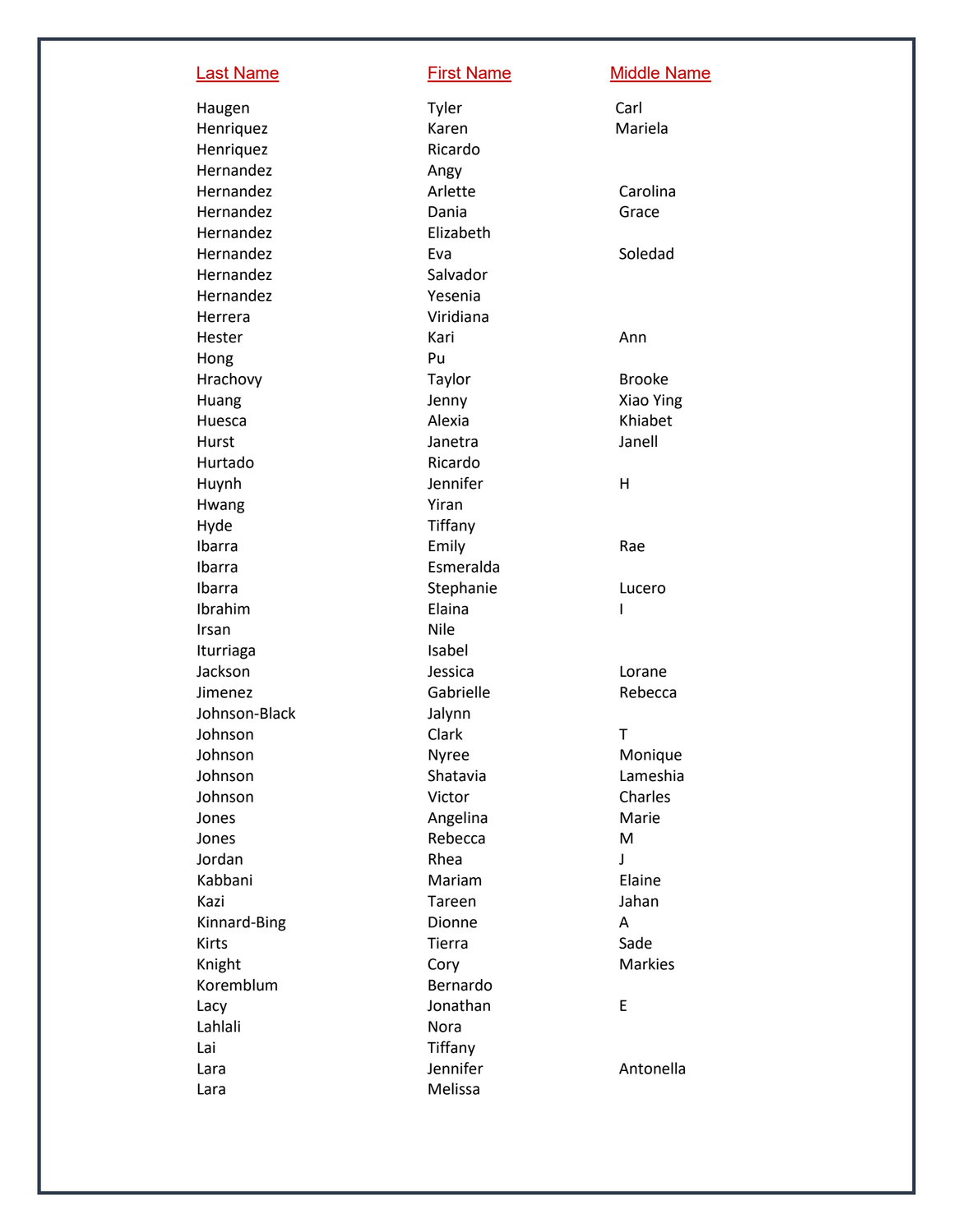| Last Name | First Name | Middle Name |
| --- | --- | --- |
| Haugen | Tyler | Carl |
| Henriquez | Karen | Mariela |
| Henriquez | Ricardo | |
| Hernandez | Angy | |
| Hernandez | Arlette | Carolina |
| Hernandez | Dania | Grace |
| Hernandez | Elizabeth | |
| Hernandez | Eva | Soledad |
| Hernandez | Salvador | |
| Hernandez | Yesenia | |
| Herrera | Viridiana | |
| Hester | Kari | Ann |
| Hong | Pu | |
| Hrachovy | Taylor | Brooke |
| Huang | Jenny | Xiao Ying |
| Huesca | Alexia | Khiabet |
| Hurst | Janetra | Janell |
| Hurtado | Ricardo | |
| Huynh | Jennifer | H |
| Hwang | Yiran | |
| Hyde | Tiffany | |
| Ibarra | Emily | Rae |
| Ibarra | Esmeralda | |
| Ibarra | Stephanie | Lucero |
| Ibrahim | Elaina | I |
| Irsan | Nile | |
| Iturriaga | Isabel | |
| Jackson | Jessica | Lorane |
| Jimenez | Gabrielle | Rebecca |
| Johnson-Black | Jalynn | |
| Johnson | Clark | T |
| Johnson | Nyree | Monique |
| Johnson | Shatavia | Lameshia |
| Johnson | Victor | Charles |
| Jones | Angelina | Marie |
| Jones | Rebecca | M |
| Jordan | Rhea | J |
| Kabbani | Mariam | Elaine |
| Kazi | Tareen | Jahan |
| Kinnard-Bing | Dionne | A |
| Kirts | Tierra | Sade |
| Knight | Cory | Markies |
| Koremblum | Bernardo | |
| Lacy | Jonathan | E |
| Lahlali | Nora | |
| Lai | Tiffany | |
| Lara | Jennifer | Antonella |
| Lara | Melissa | |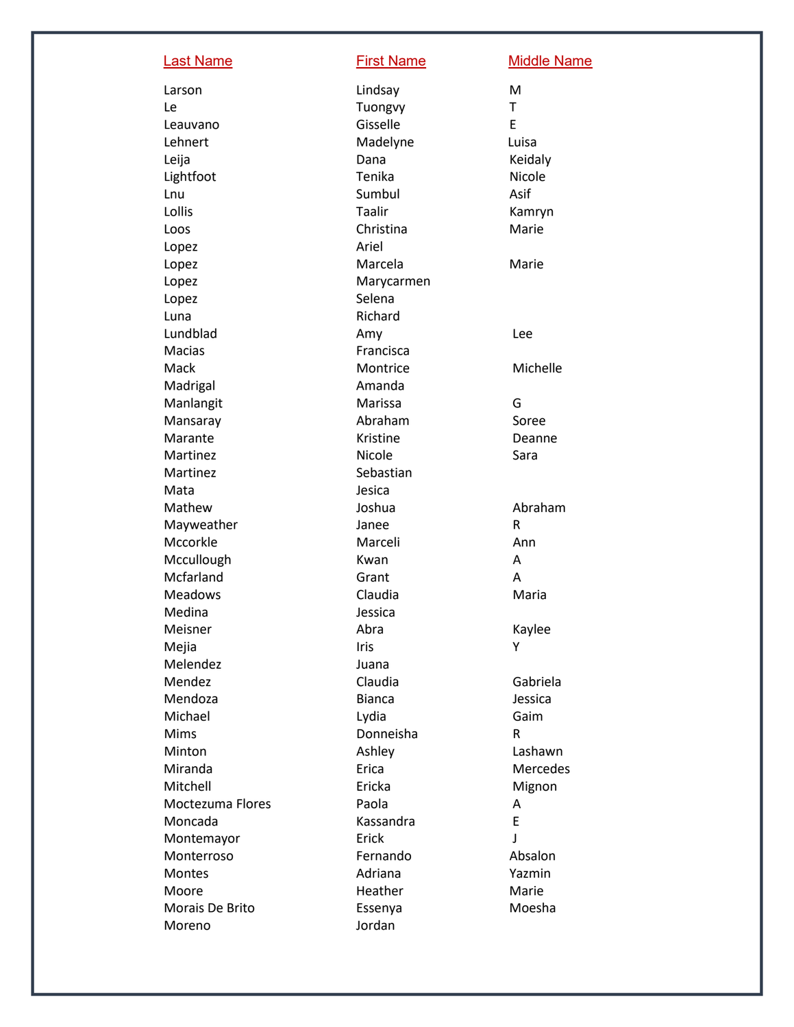| Last Name | First Name | Middle Name |
| --- | --- | --- |
| Larson | Lindsay | M |
| Le | Tuongvy | T |
| Leauvano | Gisselle | E |
| Lehnert | Madelyne | Luisa |
| Leija | Dana | Keidaly |
| Lightfoot | Tenika | Nicole |
| Lnu | Sumbul | Asif |
| Lollis | Taalir | Kamryn |
| Loos | Christina | Marie |
| Lopez | Ariel | |
| Lopez | Marcela | Marie |
| Lopez | Marycarmen | |
| Lopez | Selena | |
| Luna | Richard | |
| Lundblad | Amy | Lee |
| Macias | Francisca | |
| Mack | Montrice | Michelle |
| Madrigal | Amanda | |
| Manlangit | Marissa | G |
| Mansaray | Abraham | Soree |
| Marante | Kristine | Deanne |
| Martinez | Nicole | Sara |
| Martinez | Sebastian | |
| Mata | Jesica | |
| Mathew | Joshua | Abraham |
| Mayweather | Janee | R |
| Mccorkle | Marceli | Ann |
| Mccullough | Kwan | A |
| Mcfarland | Grant | A |
| Meadows | Claudia | Maria |
| Medina | Jessica | |
| Meisner | Abra | Kaylee |
| Mejia | Iris | Y |
| Melendez | Juana | |
| Mendez | Claudia | Gabriela |
| Mendoza | Bianca | Jessica |
| Michael | Lydia | Gaim |
| Mims | Donneisha | R |
| Minton | Ashley | Lashawn |
| Miranda | Erica | Mercedes |
| Mitchell | Ericka | Mignon |
| Moctezuma Flores | Paola | A |
| Moncada | Kassandra | E |
| Montemayor | Erick | J |
| Monterroso | Fernando | Absalon |
| Montes | Adriana | Yazmin |
| Moore | Heather | Marie |
| Morais De Brito | Essenya | Moesha |
| Moreno | Jordan | |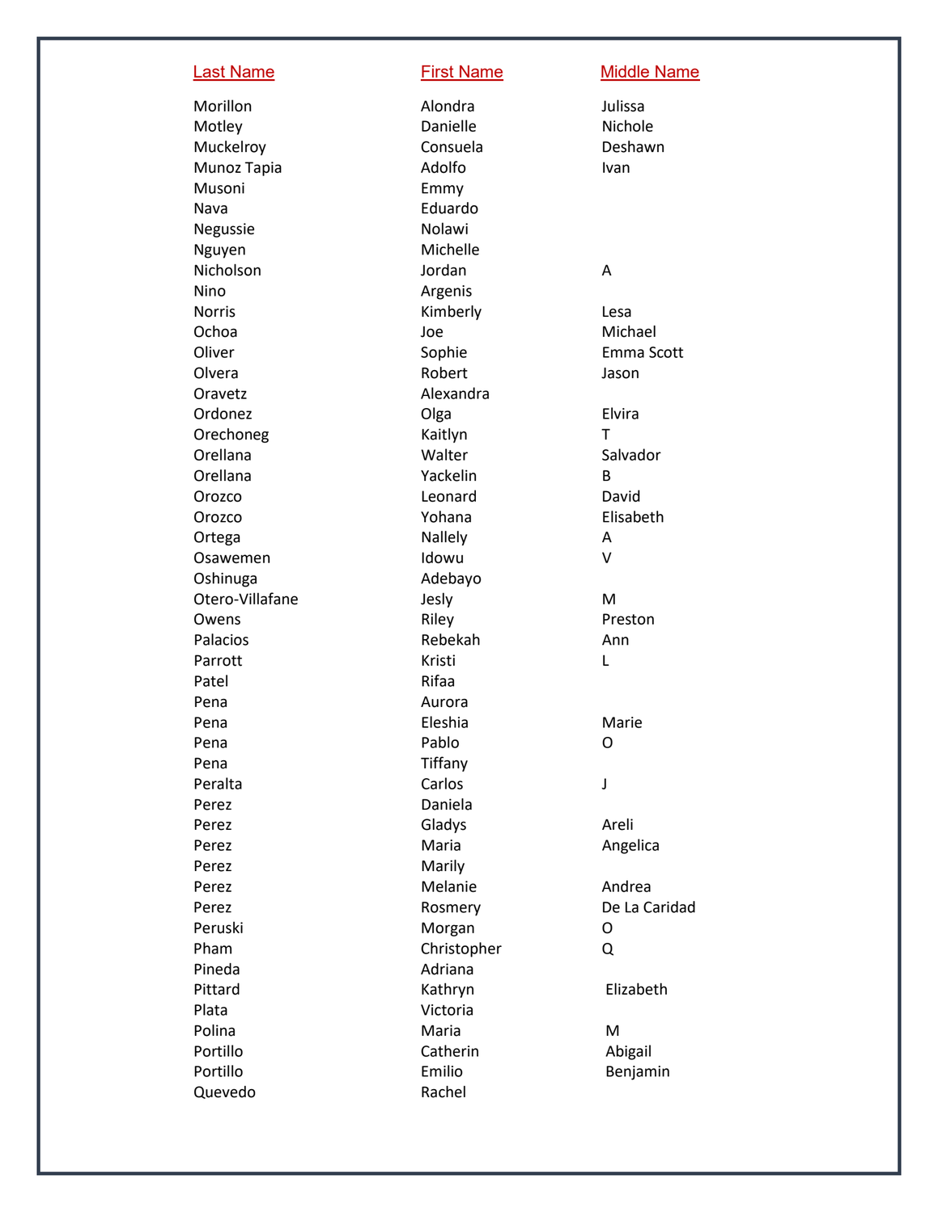| Last Name | First Name | Middle Name |
|---|---|---|
| Morillon | Alondra | Julissa |
| Motley | Danielle | Nichole |
| Muckelroy | Consuela | Deshawn |
| Munoz Tapia | Adolfo | Ivan |
| Musoni | Emmy | |
| Nava | Eduardo | |
| Negussie | Nolawi | |
| Nguyen | Michelle | |
| Nicholson | Jordan | A |
| Nino | Argenis | |
| Norris | Kimberly | Lesa |
| Ochoa | Joe | Michael |
| Oliver | Sophie | Emma Scott |
| Olvera | Robert | Jason |
| Oravetz | Alexandra | |
| Ordonez | Olga | Elvira |
| Orechoneg | Kaitlyn | T |
| Orellana | Walter | Salvador |
| Orellana | Yackelin | B |
| Orozco | Leonard | David |
| Orozco | Yohana | Elisabeth |
| Ortega | Nallely | A |
| Osawemen | Idowu | V |
| Oshinuga | Adebayo | |
| Otero-Villafane | Jesly | M |
| Owens | Riley | Preston |
| Palacios | Rebekah | Ann |
| Parrott | Kristi | L |
| Patel | Rifaa | |
| Pena | Aurora | |
| Pena | Eleshia | Marie |
| Pena | Pablo | O |
| Pena | Tiffany | |
| Peralta | Carlos | J |
| Perez | Daniela | |
| Perez | Gladys | Areli |
| Perez | Maria | Angelica |
| Perez | Marily | |
| Perez | Melanie | Andrea |
| Perez | Rosmery | De La Caridad |
| Peruski | Morgan | O |
| Pham | Christopher | Q |
| Pineda | Adriana | |
| Pittard | Kathryn | Elizabeth |
| Plata | Victoria | |
| Polina | Maria | M |
| Portillo | Catherin | Abigail |
| Portillo | Emilio | Benjamin |
| Quevedo | Rachel | |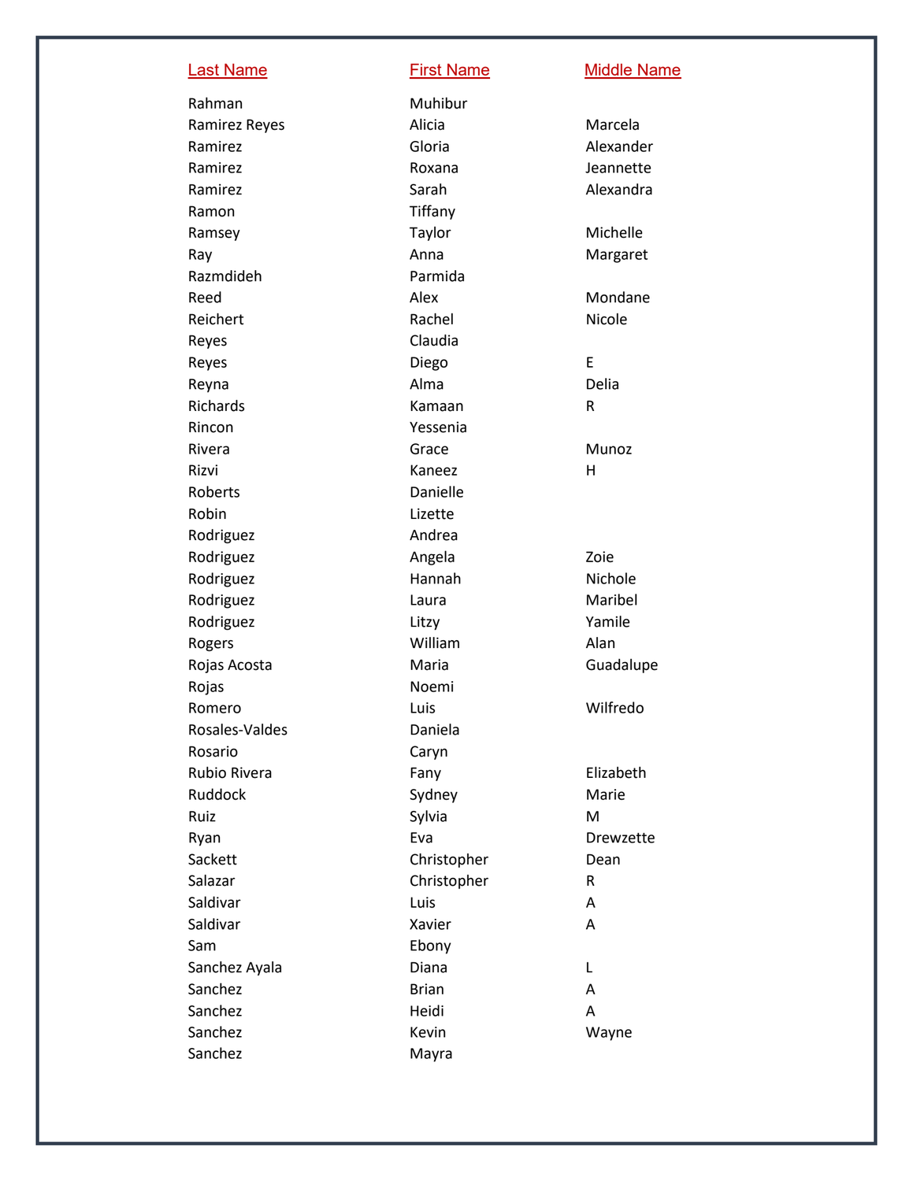| Last Name | First Name | Middle Name |
| --- | --- | --- |
| Rahman | Muhibur | |
| Ramirez Reyes | Alicia | Marcela |
| Ramirez | Gloria | Alexander |
| Ramirez | Roxana | Jeannette |
| Ramirez | Sarah | Alexandra |
| Ramon | Tiffany | |
| Ramsey | Taylor | Michelle |
| Ray | Anna | Margaret |
| Razmdideh | Parmida | |
| Reed | Alex | Mondane |
| Reichert | Rachel | Nicole |
| Reyes | Claudia | |
| Reyes | Diego | E |
| Reyna | Alma | Delia |
| Richards | Kamaan | R |
| Rincon | Yessenia | |
| Rivera | Grace | Munoz |
| Rizvi | Kaneez | H |
| Roberts | Danielle | |
| Robin | Lizette | |
| Rodriguez | Andrea | |
| Rodriguez | Angela | Zoie |
| Rodriguez | Hannah | Nichole |
| Rodriguez | Laura | Maribel |
| Rodriguez | Litzy | Yamile |
| Rogers | William | Alan |
| Rojas Acosta | Maria | Guadalupe |
| Rojas | Noemi | |
| Romero | Luis | Wilfredo |
| Rosales-Valdes | Daniela | |
| Rosario | Caryn | |
| Rubio Rivera | Fany | Elizabeth |
| Ruddock | Sydney | Marie |
| Ruiz | Sylvia | M |
| Ryan | Eva | Drewzette |
| Sackett | Christopher | Dean |
| Salazar | Christopher | R |
| Saldivar | Luis | A |
| Saldivar | Xavier | A |
| Sam | Ebony | |
| Sanchez Ayala | Diana | L |
| Sanchez | Brian | A |
| Sanchez | Heidi | A |
| Sanchez | Kevin | Wayne |
| Sanchez | Mayra | |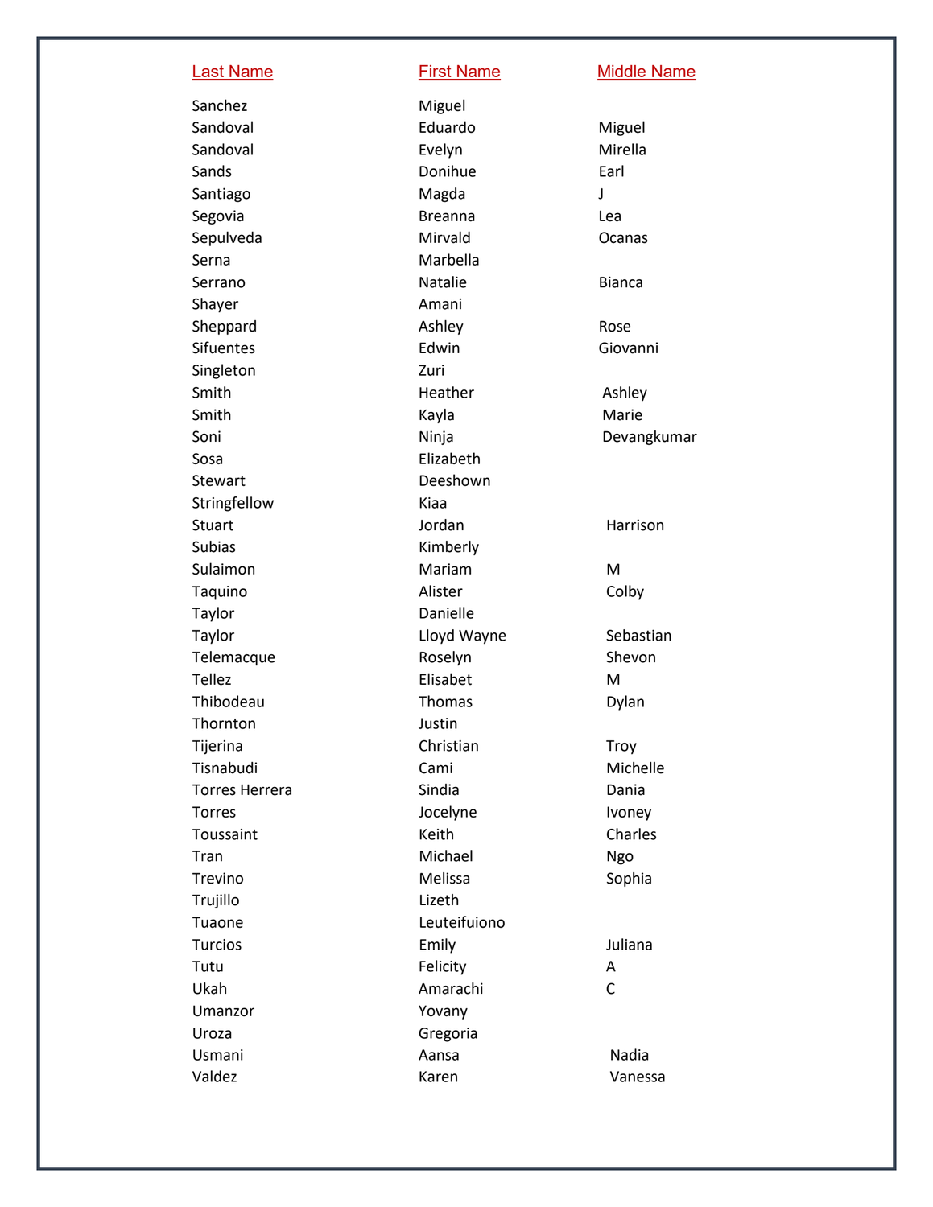| Last Name | First Name | Middle Name |
| --- | --- | --- |
| Sanchez | Miguel | |
| Sandoval | Eduardo | Miguel |
| Sandoval | Evelyn | Mirella |
| Sands | Donihue | Earl |
| Santiago | Magda | J |
| Segovia | Breanna | Lea |
| Sepulveda | Mirvald | Ocanas |
| Serna | Marbella | |
| Serrano | Natalie | Bianca |
| Shayer | Amani | |
| Sheppard | Ashley | Rose |
| Sifuentes | Edwin | Giovanni |
| Singleton | Zuri | |
| Smith | Heather | Ashley |
| Smith | Kayla | Marie |
| Soni | Ninja | Devangkumar |
| Sosa | Elizabeth | |
| Stewart | Deeshown | |
| Stringfellow | Kiaa | |
| Stuart | Jordan | Harrison |
| Subias | Kimberly | |
| Sulaimon | Mariam | M |
| Taquino | Alister | Colby |
| Taylor | Danielle | |
| Taylor | Lloyd Wayne | Sebastian |
| Telemacque | Roselyn | Shevon |
| Tellez | Elisabet | M |
| Thibodeau | Thomas | Dylan |
| Thornton | Justin | |
| Tijerina | Christian | Troy |
| Tisnabudi | Cami | Michelle |
| Torres Herrera | Sindia | Dania |
| Torres | Jocelyne | Ivoney |
| Toussaint | Keith | Charles |
| Tran | Michael | Ngo |
| Trevino | Melissa | Sophia |
| Trujillo | Lizeth | |
| Tuaone | Leuteifuiono | |
| Turcios | Emily | Juliana |
| Tutu | Felicity | A |
| Ukah | Amarachi | C |
| Umanzor | Yovany | |
| Uroza | Gregoria | |
| Usmani | Aansa | Nadia |
| Valdez | Karen | Vanessa |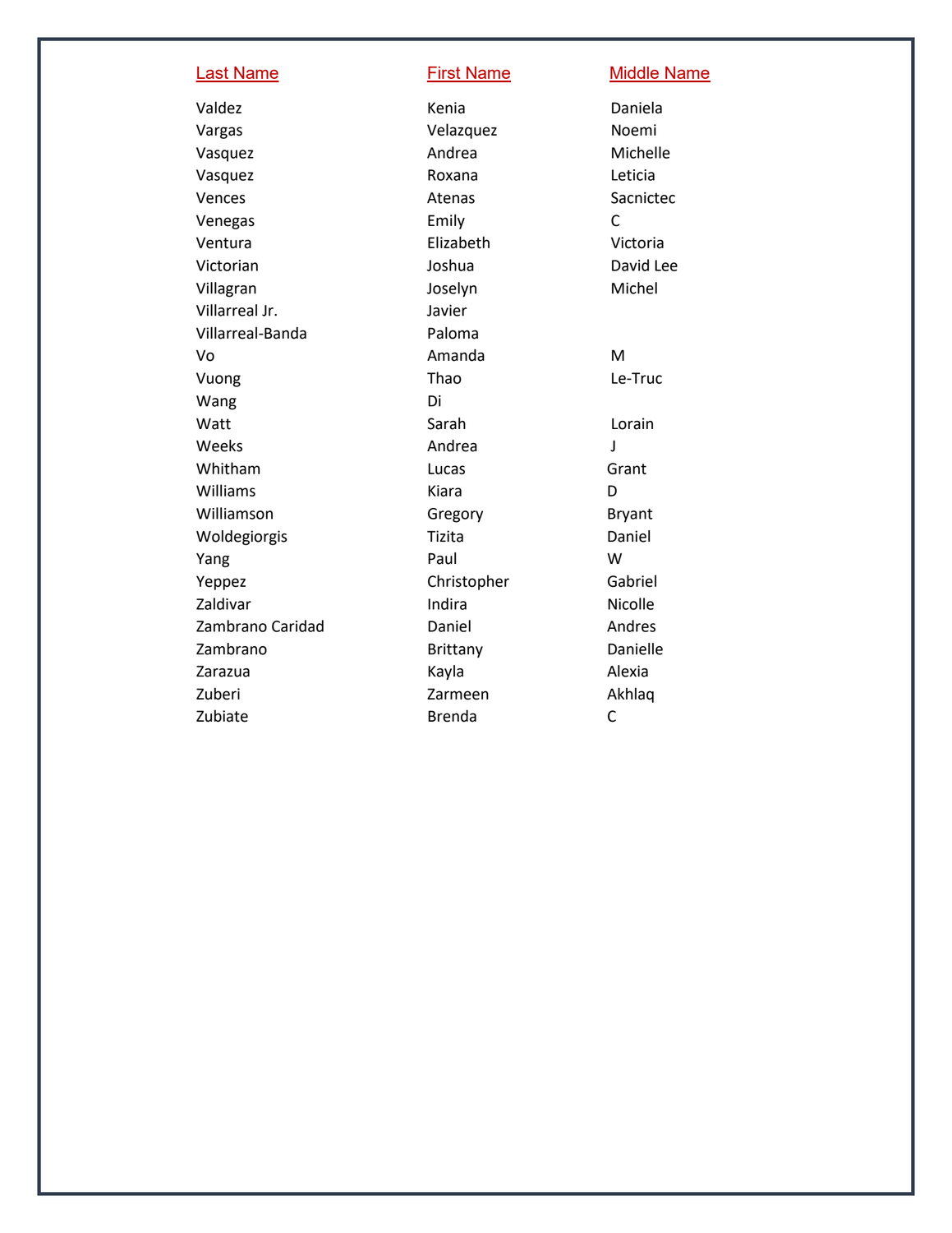| Last Name | First Name | Middle Name |
|---|---|---|
| Valdez | Kenia | Daniela |
| Vargas | Velazquez | Noemi |
| Vasquez | Andrea | Michelle |
| Vasquez | Roxana | Leticia |
| Vences | Atenas | Sacnictec |
| Venegas | Emily | C |
| Ventura | Elizabeth | Victoria |
| Victorian | Joshua | David Lee |
| Villagran | Joselyn | Michel |
| Villarreal Jr. | Javier | |
| Villarreal-Banda | Paloma | |
| Vo | Amanda | M |
| Vuong | Thao | Le-Truc |
| Wang | Di | |
| Watt | Sarah | Lorain |
| Weeks | Andrea | J |
| Whitham | Lucas | Grant |
| Williams | Kiara | D |
| Williamson | Gregory | Bryant |
| Woldegiorgis | Tizita | Daniel |
| Yang | Paul | W |
| Yeppez | Christopher | Gabriel |
| Zaldivar | Indira | Nicolle |
| Zambrano Caridad | Daniel | Andres |
| Zambrano | Brittany | Danielle |
| Zarazua | Kayla | Alexia |
| Zuberi | Zarmeen | Akhlaq |
| Zubiate | Brenda | C |